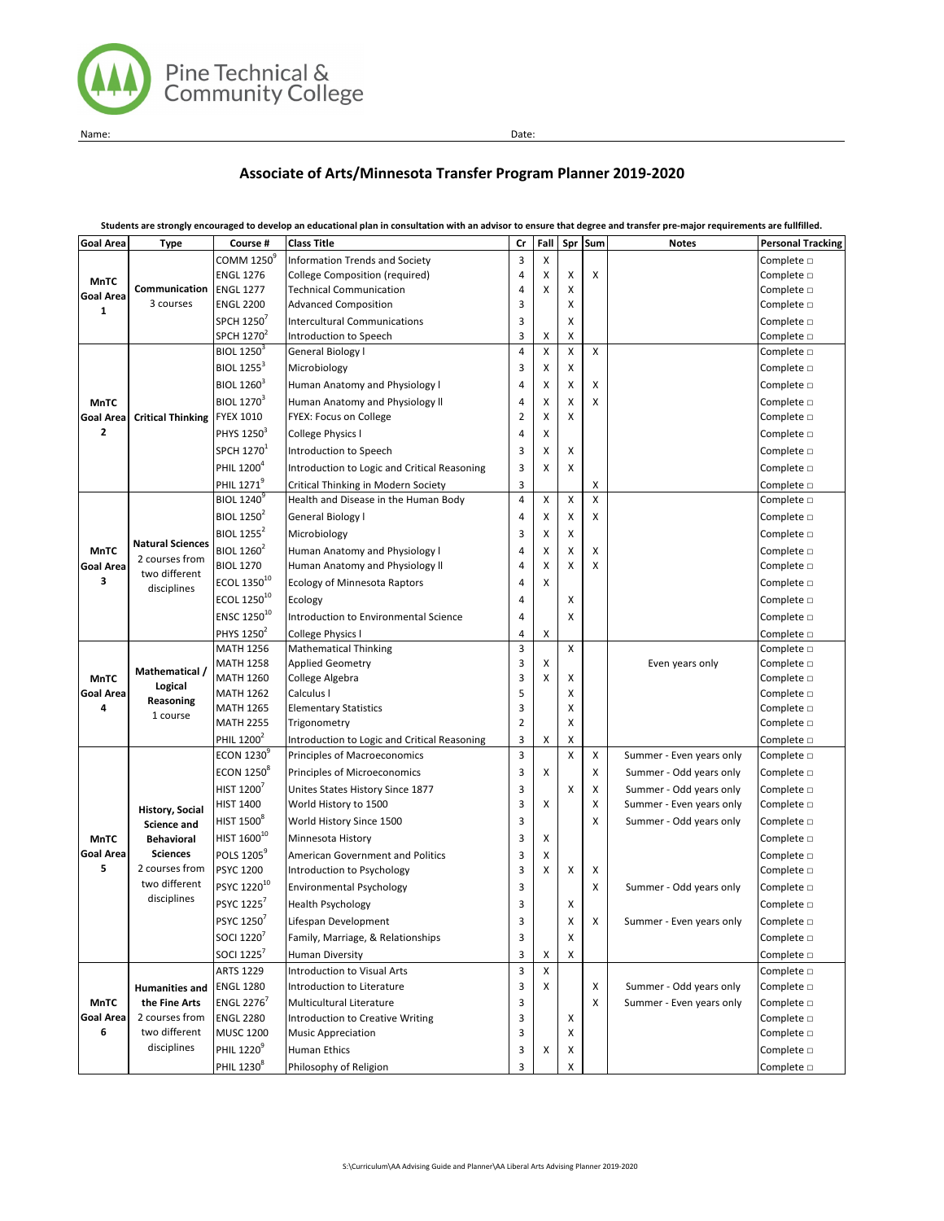Pine Technical & Community College

Name: Date:

# Associate of Arts/Minnesota Transfer Program Planner 2019-2020

**Students are strongly encouraged to develop an educational plan in consultation with an advisor to ensure that degree and transfer pre-major requirements are fullfilled.**

| Goal Area | Type | Course # | Class Title | Cr | Fall | Spr | Sum | Notes | Personal Tracking |
|---|---|---|---|---|---|---|---|---|---|
| MnTC Goal Area 1 | Communication 3 courses | COMM 1250[9] | Information Trends and Society | 3 | X | | | | Complete □ |
| | | ENGL 1276 | College Composition (required) | 4 | X | X | X | | Complete □ |
| | | ENGL 1277 | Technical Communication | 4 | X | X | | | Complete □ |
| | | ENGL 2200 | Advanced Composition | 3 | | X | | | Complete □ |
| | | SPCH 1250[7] | Intercultural Communications | 3 | | X | | | Complete □ |
| | | SPCH 1270[2] | Introduction to Speech | 3 | X | X | | | Complete □ |
| MnTC Goal Area 2 | Critical Thinking | BIOL 1250[3] | General Biology I | 4 | X | X | X | | Complete □ |
| | | BIOL 1255[3] | Microbiology | 3 | X | X | | | Complete □ |
| | | BIOL 1260[3] | Human Anatomy and Physiology I | 4 | X | X | X | | Complete □ |
| | | BIOL 1270[3] | Human Anatomy and Physiology II | 4 | X | X | X | | Complete □ |
| | | FYEX 1010 | FYEX: Focus on College | 2 | X | X | | | Complete □ |
| | | PHYS 1250[3] | College Physics I | 4 | X | | | | Complete □ |
| | | SPCH 1270[1] | Introduction to Speech | 3 | X | X | | | Complete □ |
| | | PHIL 1200[4] | Introduction to Logic and Critical Reasoning | 3 | X | X | | | Complete □ |
| | | PHIL 1271[9] | Critical Thinking in Modern Society | 3 | | | X | | Complete □ |
| MnTC Goal Area 3 | Natural Sciences 2 courses from two different disciplines | BIOL 1240[9] | Health and Disease in the Human Body | 4 | X | X | X | | Complete □ |
| | | BIOL 1250[2] | General Biology I | 4 | X | X | X | | Complete □ |
| | | BIOL 1255[2] | Microbiology | 3 | X | X | | | Complete □ |
| | | BIOL 1260[2] | Human Anatomy and Physiology I | 4 | X | X | X | | Complete □ |
| | | BIOL 1270 | Human Anatomy and Physiology II | 4 | X | X | X | | Complete □ |
| | | ECOL 1350[10] | Ecology of Minnesota Raptors | 4 | X | | | | Complete □ |
| | | ECOL 1250[10] | Ecology | 4 | | X | | | Complete □ |
| | | ENSC 1250[10] | Introduction to Environmental Science | 4 | | X | | | Complete □ |
| | | PHYS 1250[2] | College Physics I | 4 | X | | | | Complete □ |
| MnTC Goal Area 4 | Mathematical / Logical Reasoning 1 course | MATH 1256 | Mathematical Thinking | 3 | | X | | | Complete □ |
| | | MATH 1258 | Applied Geometry | 3 | X | | | Even years only | Complete □ |
| | | MATH 1260 | College Algebra | 3 | X | X | | | Complete □ |
| | | MATH 1262 | Calculus I | 5 | | X | | | Complete □ |
| | | MATH 1265 | Elementary Statistics | 3 | | X | | | Complete □ |
| | | MATH 2255 | Trigonometry | 2 | | X | | | Complete □ |
| | | PHIL 1200[2] | Introduction to Logic and Critical Reasoning | 3 | X | X | | | Complete □ |
| MnTC Goal Area 5 | History, Social Science and Behavioral Sciences 2 courses from two different disciplines | ECON 1230[9] | Principles of Macroeconomics | 3 | | X | X | Summer - Even years only | Complete □ |
| | | ECON 1250[8] | Principles of Microeconomics | 3 | X | | X | Summer - Odd years only | Complete □ |
| | | HIST 1200[7] | Unites States History Since 1877 | 3 | | X | X | Summer - Odd years only | Complete □ |
| | | HIST 1400 | World History to 1500 | 3 | X | | X | Summer - Even years only | Complete □ |
| | | HIST 1500[8] | World History Since 1500 | 3 | | | X | Summer - Odd years only | Complete □ |
| | | HIST 1600[10] | Minnesota History | 3 | X | | | | Complete □ |
| | | POLS 1205[9] | American Government and Politics | 3 | X | | | | Complete □ |
| | | PSYC 1200 | Introduction to Psychology | 3 | X | X | X | | Complete □ |
| | | PSYC 1220[10] | Environmental Psychology | 3 | | | X | Summer - Odd years only | Complete □ |
| | | PSYC 1225[7] | Health Psychology | 3 | | X | | | Complete □ |
| | | PSYC 1250[7] | Lifespan Development | 3 | | X | X | Summer - Even years only | Complete □ |
| | | SOCI 1220[7] | Family, Marriage, & Relationships | 3 | | X | | | Complete □ |
| | | SOCI 1225[7] | Human Diversity | 3 | X | X | | | Complete □ |
| MnTC Goal Area 6 | Humanities and the Fine Arts 2 courses from two different disciplines | ARTS 1229 | Introduction to Visual Arts | 3 | X | | | | Complete □ |
| | | ENGL 1280 | Introduction to Literature | 3 | X | | X | Summer - Odd years only | Complete □ |
| | | ENGL 2276[7] | Multicultural Literature | 3 | | | X | Summer - Even years only | Complete □ |
| | | ENGL 2280 | Introduction to Creative Writing | 3 | | X | | | Complete □ |
| | | MUSC 1200 | Music Appreciation | 3 | | X | | | Complete □ |
| | | PHIL 1220[9] | Human Ethics | 3 | X | X | | | Complete □ |
| | | PHIL 1230[8] | Philosophy of Religion | 3 | | X | | | Complete □ |

S:\Curriculum\AA Advising Guide and Planner\AA Liberal Arts Advising Planner 2019-2020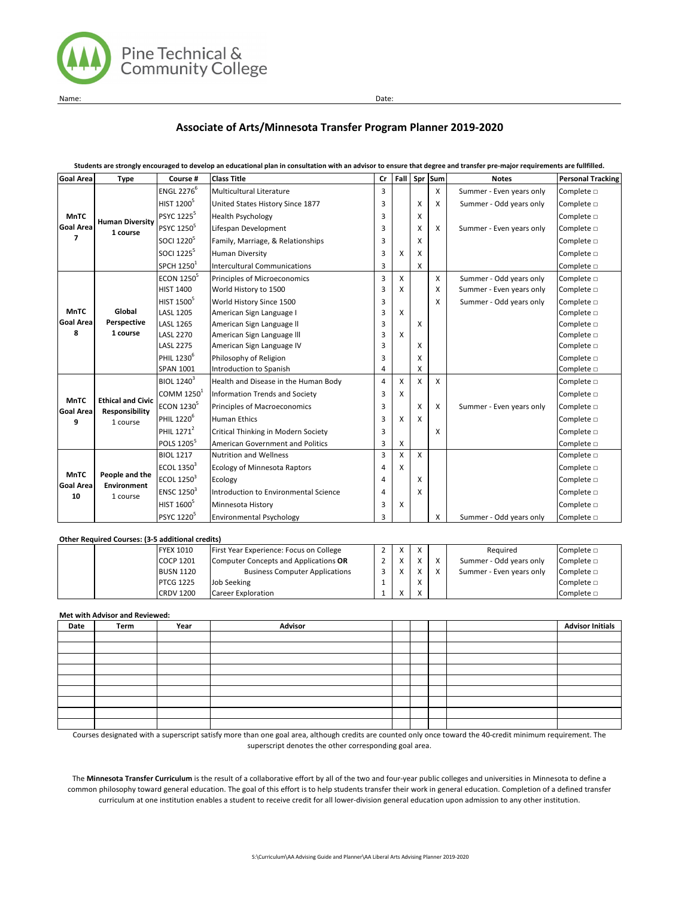Pine Technical & Community College

Name: Date:

## Associate of Arts/Minnesota Transfer Program Planner 2019-2020

**Students are strongly encouraged to develop an educational plan in consultation with an advisor to ensure that degree and transfer pre-major requirements are fullfilled.**

| Goal Area | Type | Course # | Class Title | Cr | Fall | Spr | Sum | Notes | Personal Tracking |
|---|---|---|---|---|---|---|---|---|---|
| MnTC Goal Area 7 | Human Diversity 1 course | ENGL 2276[6] | Multicultural Literature | 3 | | | X | Summer - Even years only | Complete □ |
| | | HIST 1200[5] | United States History Since 1877 | 3 | | X | X | Summer - Odd years only | Complete □ |
| | | PSYC 1225[5] | Health Psychology | 3 | | X | | | Complete □ |
| | | PSYC 1250[5] | Lifespan Development | 3 | | X | X | Summer - Even years only | Complete □ |
| | | SOCI 1220[5] | Family, Marriage, & Relationships | 3 | | X | | | Complete □ |
| | | SOCI 1225[5] | Human Diversity | 3 | X | X | | | Complete □ |
| | | SPCH 1250[1] | Intercultural Communications | 3 | | X | | | Complete □ |
| MnTC Goal Area 8 | Global Perspective 1 course | ECON 1250[5] | Principles of Microeconomics | 3 | X | | X | Summer - Odd years only | Complete □ |
| | | HIST 1400 | World History to 1500 | 3 | X | | X | Summer - Even years only | Complete □ |
| | | HIST 1500[5] | World History Since 1500 | 3 | | | X | Summer - Odd years only | Complete □ |
| | | LASL 1205 | American Sign Language I | 3 | X | | | | Complete □ |
| | | LASL 1265 | American Sign Language II | 3 | | X | | | Complete □ |
| | | LASL 2270 | American Sign Language III | 3 | X | | | | Complete □ |
| | | LASL 2275 | American Sign Language IV | 3 | | X | | | Complete □ |
| | | PHIL 1230[6] | Philosophy of Religion | 3 | | X | | | Complete □ |
| | | SPAN 1001 | Introduction to Spanish | 4 | | X | | | Complete □ |
| MnTC Goal Area 9 | Ethical and Civic Responsibility 1 course | BIOL 1240[3] | Health and Disease in the Human Body | 4 | X | X | X | | Complete □ |
| | | COMM 1250[1] | Information Trends and Society | 3 | X | | | | Complete □ |
| | | ECON 1230[5] | Principles of Macroeconomics | 3 | | X | X | Summer - Even years only | Complete □ |
| | | PHIL 1220[6] | Human Ethics | 3 | X | X | | | Complete □ |
| | | PHIL 1271[2] | Critical Thinking in Modern Society | 3 | | | X | | Complete □ |
| | | POLS 1205[5] | American Government and Politics | 3 | X | | | | Complete □ |
| MnTC Goal Area 10 | People and the Environment 1 course | BIOL 1217 | Nutrition and Wellness | 3 | X | X | | | Complete □ |
| | | ECOL 1350[3] | Ecology of Minnesota Raptors | 4 | X | | | | Complete □ |
| | | ECOL 1250[3] | Ecology | 4 | | X | | | Complete □ |
| | | ENSC 1250[3] | Introduction to Environmental Science | 4 | | X | | | Complete □ |
| | | HIST 1600[5] | Minnesota History | 3 | X | | | | Complete □ |
| | | PSYC 1220[5] | Environmental Psychology | 3 | | | X | Summer - Odd years only | Complete □ |

**Other Required Courses: (3-5 additional credits)**

| | | | | | | | | | |
|---|---|---|---|---|---|---|---|---|---|
| | | FYEX 1010 | First Year Experience: Focus on College | 2 | X | X | | Required | Complete □ |
| | | COCP 1201 | Computer Concepts and Applications **OR** | 2 | X | X | X | Summer - Odd years only | Complete □ |
| | | BUSN 1120 | Business Computer Applications | 3 | X | X | X | Summer - Even years only | Complete □ |
| | | PTCG 1225 | Job Seeking | 1 | | X | | | Complete □ |
| | | CRDV 1200 | Career Exploration | 1 | X | X | | | Complete □ |

**Met with Advisor and Reviewed:**

| Date | Term | Year | Advisor | | | | | Advisor Initials |
|---|---|---|---|---|---|---|---|---|
| | | | | | | | | |
| | | | | | | | | |
| | | | | | | | | |
| | | | | | | | | |
| | | | | | | | | |
| | | | | | | | | |
| | | | | | | | | |
| | | | | | | | | |
| | | | | | | | | |

Courses designated with a superscript satisfy more than one goal area, although credits are counted only once toward the 40-credit minimum requirement. The superscript denotes the other corresponding goal area.

The **Minnesota Transfer Curriculum** is the result of a collaborative effort by all of the two and four-year public colleges and universities in Minnesota to define a common philosophy toward general education. The goal of this effort is to help students transfer their work in general education. Completion of a defined transfer curriculum at one institution enables a student to receive credit for all lower-division general education upon admission to any other institution.

S:\Curriculum\AA Advising Guide and Planner\AA Liberal Arts Advising Planner 2019-2020